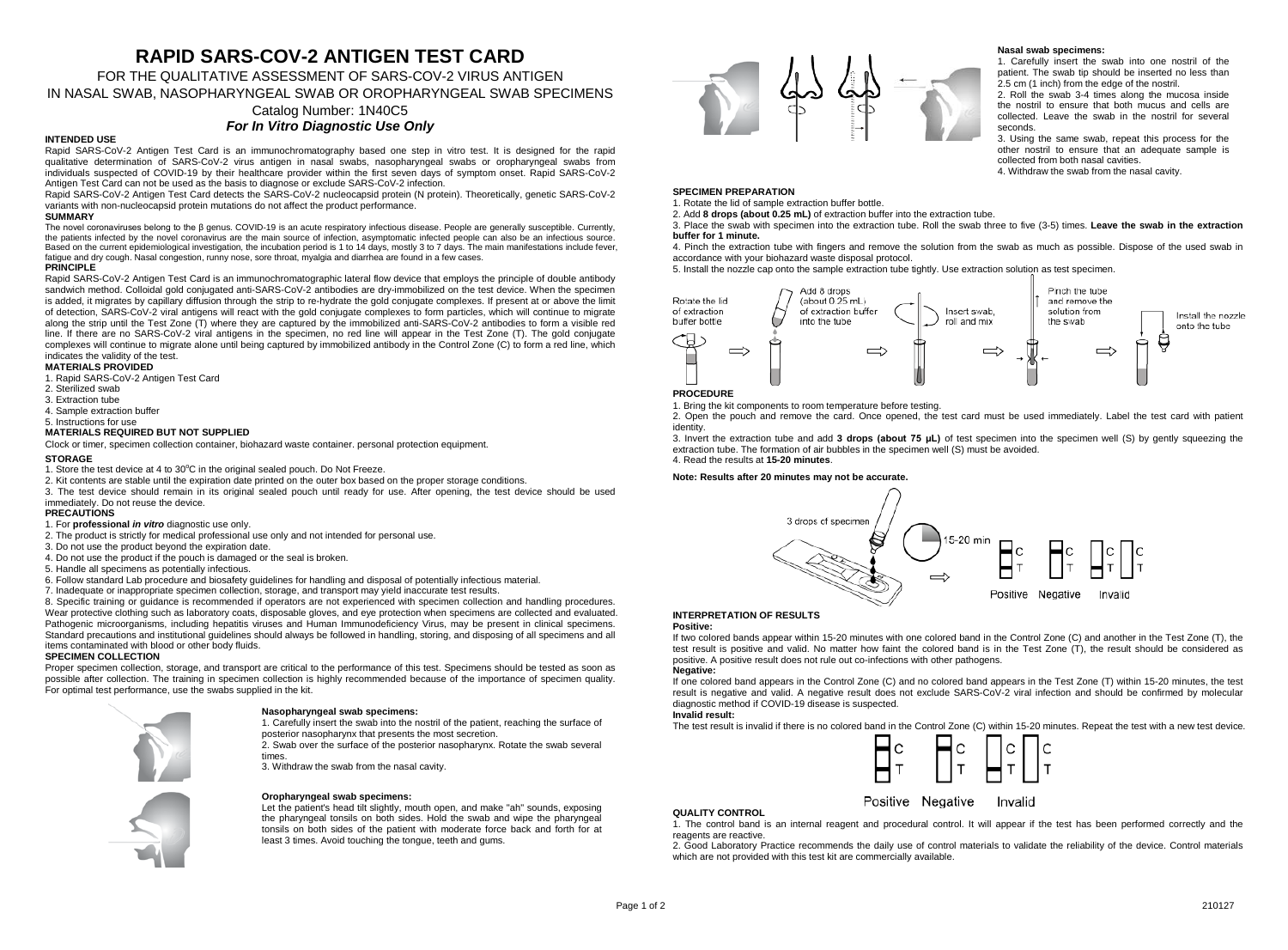# RAPID SARS-COV-2 ANTIGEN TEST CARD

FOR THE QUALITATIVE ASSESSMENT OF SARS-COV-2 VIRUS ANTIGEN

IN NASAL SWAB, NASOPHARYNGEAL SWAB OR OROPHARYNGEAL SWAB SPECIMENS

Catalog Number: 1N40C5

***For In Vitro Diagnostic Use Only***

## INTENDED USE

Rapid SARS-CoV-2 Antigen Test Card is an immunochromatography based one step in vitro test. It is designed for the rapid qualitative determination of SARS-CoV-2 virus antigen in nasal swabs, nasopharyngeal swabs or oropharyngeal swabs from individuals suspected of COVID-19 by their healthcare provider within the first seven days of symptom onset. Rapid SARS-CoV-2 Antigen Test Card can not be used as the basis to diagnose or exclude SARS-CoV-2 infection.

Rapid SARS-CoV-2 Antigen Test Card detects the SARS-CoV-2 nucleocapsid protein (N protein). Theoretically, genetic SARS-CoV-2 variants with non-nucleocapsid protein mutations do not affect the product performance.

## SUMMARY

The novel coronaviruses belong to the β genus. COVID-19 is an acute respiratory infectious disease. People are generally susceptible. Currently, the patients infected by the novel coronavirus are the main source of infection, asymptomatic infected people can also be an infectious source. Based on the current epidemiological investigation, the incubation period is 1 to 14 days, mostly 3 to 7 days. The main manifestations include fever, fatigue and dry cough. Nasal congestion, runny nose, sore throat, myalgia and diarrhea are found in a few cases.

## PRINCIPLE

Rapid SARS-CoV-2 Antigen Test Card is an immunochromatographic lateral flow device that employs the principle of double antibody sandwich method. Colloidal gold conjugated anti-SARS-CoV-2 antibodies are dry-immobilized on the test device. When the specimen is added, it migrates by capillary diffusion through the strip to re-hydrate the gold conjugate complexes. If present at or above the limit of detection, SARS-CoV-2 viral antigens will react with the gold conjugate complexes to form particles, which will continue to migrate along the strip until the Test Zone (T) where they are captured by the immobilized anti-SARS-CoV-2 antibodies to form a visible red line. If there are no SARS-CoV-2 viral antigens in the specimen, no red line will appear in the Test Zone (T). The gold conjugate complexes will continue to migrate alone until being captured by immobilized antibody in the Control Zone (C) to form a red line, which indicates the validity of the test.

## MATERIALS PROVIDED

1. Rapid SARS-CoV-2 Antigen Test Card
2. Sterilized swab
3. Extraction tube
4. Sample extraction buffer
5. Instructions for use

## MATERIALS REQUIRED BUT NOT SUPPLIED

Clock or timer, specimen collection container, biohazard waste container. personal protection equipment.

## STORAGE

1. Store the test device at 4 to 30°C in the original sealed pouch. Do Not Freeze.
2. Kit contents are stable until the expiration date printed on the outer box based on the proper storage conditions.
3. The test device should remain in its original sealed pouch until ready for use. After opening, the test device should be used immediately. Do not reuse the device.

## PRECAUTIONS

1. For **professional *in vitro*** diagnostic use only.
2. The product is strictly for medical professional use only and not intended for personal use.
3. Do not use the product beyond the expiration date.
4. Do not use the product if the pouch is damaged or the seal is broken.
5. Handle all specimens as potentially infectious.
6. Follow standard Lab procedure and biosafety guidelines for handling and disposal of potentially infectious material.
7. Inadequate or inappropriate specimen collection, storage, and transport may yield inaccurate test results.
8. Specific training or guidance is recommended if operators are not experienced with specimen collection and handling procedures.

Wear protective clothing such as laboratory coats, disposable gloves, and eye protection when specimens are collected and evaluated. Pathogenic microorganisms, including hepatitis viruses and Human Immunodeficiency Virus, may be present in clinical specimens. Standard precautions and institutional guidelines should always be followed in handling, storing, and disposing of all specimens and all items contaminated with blood or other body fluids.

## SPECIMEN COLLECTION

Proper specimen collection, storage, and transport are critical to the performance of this test. Specimens should be tested as soon as possible after collection. The training in specimen collection is highly recommended because of the importance of specimen quality. For optimal test performance, use the swabs supplied in the kit.

**Nasopharyngeal swab specimens:**

1. Carefully insert the swab into the nostril of the patient, reaching the surface of posterior nasopharynx that presents the most secretion.
2. Swab over the surface of the posterior nasopharynx. Rotate the swab several times.
3. Withdraw the swab from the nasal cavity.

**Oropharyngeal swab specimens:**

Let the patient's head tilt slightly, mouth open, and make "ah" sounds, exposing the pharyngeal tonsils on both sides. Hold the swab and wipe the pharyngeal tonsils on both sides of the patient with moderate force back and forth for at least 3 times. Avoid touching the tongue, teeth and gums.

**Nasal swab specimens:**

1. Carefully insert the swab into one nostril of the patient. The swab tip should be inserted no less than 2.5 cm (1 inch) from the edge of the nostril.
2. Roll the swab 3-4 times along the mucosa inside the nostril to ensure that both mucus and cells are collected. Leave the swab in the nostril for several seconds.
3. Using the same swab, repeat this process for the other nostril to ensure that an adequate sample is collected from both nasal cavities.
4. Withdraw the swab from the nasal cavity.

## SPECIMEN PREPARATION

1. Rotate the lid of sample extraction buffer bottle.
2. Add **8 drops (about 0.25 mL)** of extraction buffer into the extraction tube.
3. Place the swab with specimen into the extraction tube. Roll the swab three to five (3-5) times. **Leave the swab in the extraction buffer for 1 minute.**
4. Pinch the extraction tube with fingers and remove the solution from the swab as much as possible. Dispose of the used swab in accordance with your biohazard waste disposal protocol.
5. Install the nozzle cap onto the sample extraction tube tightly. Use extraction solution as test specimen.

Rotate the lid of extraction buffer bottle → Add 8 drops (about 0.25 mL) of extraction buffer into the tube → Insert swab, roll and mix → Pinch the tube and remove the solution from the swab → Install the nozzle onto the tube

## PROCEDURE

1. Bring the kit components to room temperature before testing.
2. Open the pouch and remove the card. Once opened, the test card must be used immediately. Label the test card with patient identity.
3. Invert the extraction tube and add **3 drops (about 75 μL)** of test specimen into the specimen well (S) by gently squeezing the extraction tube. The formation of air bubbles in the specimen well (S) must be avoided.
4. Read the results at **15-20 minutes**.

**Note: Results after 20 minutes may not be accurate.**

3 drops of specimen

15-20 min

C T C T C T C T

Positive Negative Invalid

## INTERPRETATION OF RESULTS

**Positive:**

If two colored bands appear within 15-20 minutes with one colored band in the Control Zone (C) and another in the Test Zone (T), the test result is positive and valid. No matter how faint the colored band is in the Test Zone (T), the result should be considered as positive. A positive result does not rule out co-infections with other pathogens.

**Negative:**

If one colored band appears in the Control Zone (C) and no colored band appears in the Test Zone (T) within 15-20 minutes, the test result is negative and valid. A negative result does not exclude SARS-CoV-2 viral infection and should be confirmed by molecular diagnostic method if COVID-19 disease is suspected.

**Invalid result:**

The test result is invalid if there is no colored band in the Control Zone (C) within 15-20 minutes. Repeat the test with a new test device.

C T C T C T C T

Positive Negative Invalid

## QUALITY CONTROL

1. The control band is an internal reagent and procedural control. It will appear if the test has been performed correctly and the reagents are reactive.
2. Good Laboratory Practice recommends the daily use of control materials to validate the reliability of the device. Control materials which are not provided with this test kit are commercially available.

210127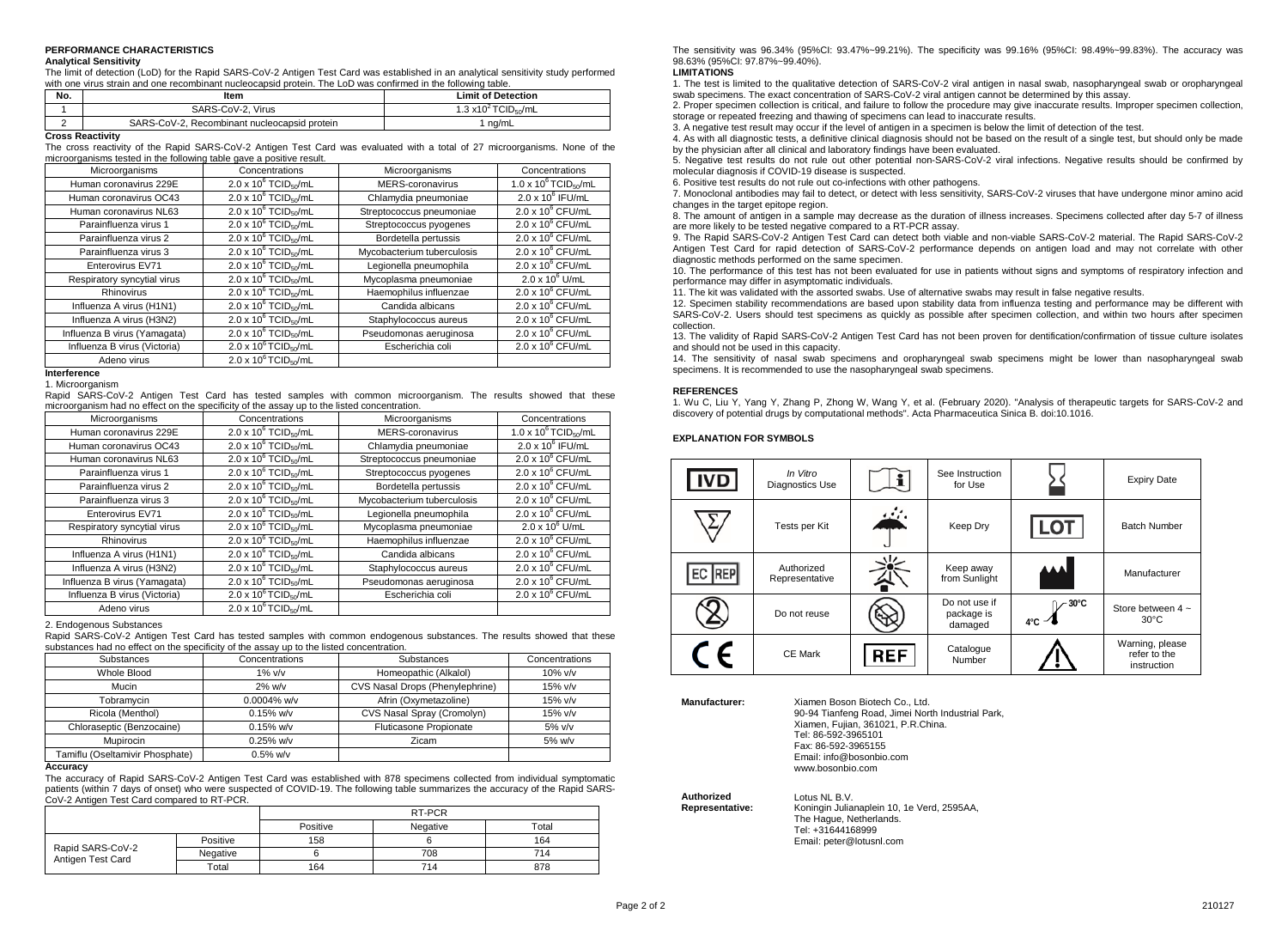## PERFORMANCE CHARACTERISTICS

### Analytical Sensitivity

The limit of detection (LoD) for the Rapid SARS-CoV-2 Antigen Test Card was established in an analytical sensitivity study performed with one virus strain and one recombinant nucleocapsid protein. The LoD was confirmed in the following table.

| No. | Item | Limit of Detection |
|---|---|---|
| 1 | SARS-CoV-2, Virus | $1.3 \times 10^2$ $TCID_{50}$/mL |
| 2 | SARS-CoV-2, Recombinant nucleocapsid protein | 1 ng/mL |

### Cross Reactivity

The cross reactivity of the Rapid SARS-CoV-2 Antigen Test Card was evaluated with a total of 27 microorganisms. None of the microorganisms tested in the following table gave a positive result.

| Microorganisms | Concentrations | Microorganisms | Concentrations |
|---|---|---|---|
| Human coronavirus 229E | $2.0 \times 10^6$ $TCID_{50}$/mL | MERS-coronavirus | $1.0 \times 10^6$ $TCID_{50}$/mL |
| Human coronavirus OC43 | $2.0 \times 10^6$ $TCID_{50}$/mL | Chlamydia pneumoniae | $2.0 \times 10^6$ IFU/mL |
| Human coronavirus NL63 | $2.0 \times 10^6$ $TCID_{50}$/mL | Streptococcus pneumoniae | $2.0 \times 10^6$ CFU/mL |
| Parainfluenza virus 1 | $2.0 \times 10^6$ $TCID_{50}$/mL | Streptococcus pyogenes | $2.0 \times 10^6$ CFU/mL |
| Parainfluenza virus 2 | $2.0 \times 10^6$ $TCID_{50}$/mL | Bordetella pertussis | $2.0 \times 10^6$ CFU/mL |
| Parainfluenza virus 3 | $2.0 \times 10^6$ $TCID_{50}$/mL | Mycobacterium tuberculosis | $2.0 \times 10^6$ CFU/mL |
| Enterovirus EV71 | $2.0 \times 10^6$ $TCID_{50}$/mL | Legionella pneumophila | $2.0 \times 10^6$ CFU/mL |
| Respiratory syncytial virus | $2.0 \times 10^6$ $TCID_{50}$/mL | Mycoplasma pneumoniae | $2.0 \times 10^6$ U/mL |
| Rhinovirus | $2.0 \times 10^6$ $TCID_{50}$/mL | Haemophilus influenzae | $2.0 \times 10^6$ CFU/mL |
| Influenza A virus (H1N1) | $2.0 \times 10^6$ $TCID_{50}$/mL | Candida albicans | $2.0 \times 10^6$ CFU/mL |
| Influenza A virus (H3N2) | $2.0 \times 10^6$ $TCID_{50}$/mL | Staphylococcus aureus | $2.0 \times 10^6$ CFU/mL |
| Influenza B virus (Yamagata) | $2.0 \times 10^6$ $TCID_{50}$/mL | Pseudomonas aeruginosa | $2.0 \times 10^6$ CFU/mL |
| Influenza B virus (Victoria) | $2.0 \times 10^6$ $TCID_{50}$/mL | Escherichia coli | $2.0 \times 10^6$ CFU/mL |
| Adeno virus | $2.0 \times 10^6$ $TCID_{50}$/mL | | |

### Interference

1. Microorganism

Rapid SARS-CoV-2 Antigen Test Card has tested samples with common microorganism. The results showed that these microorganism had no effect on the specificity of the assay up to the listed concentration.

| Microorganisms | Concentrations | Microorganisms | Concentrations |
|---|---|---|---|
| Human coronavirus 229E | $2.0 \times 10^6$ $TCID_{50}$/mL | MERS-coronavirus | $1.0 \times 10^6$ $TCID_{50}$/mL |
| Human coronavirus OC43 | $2.0 \times 10^6$ $TCID_{50}$/mL | Chlamydia pneumoniae | $2.0 \times 10^6$ IFU/mL |
| Human coronavirus NL63 | $2.0 \times 10^6$ $TCID_{50}$/mL | Streptococcus pneumoniae | $2.0 \times 10^6$ CFU/mL |
| Parainfluenza virus 1 | $2.0 \times 10^6$ $TCID_{50}$/mL | Streptococcus pyogenes | $2.0 \times 10^6$ CFU/mL |
| Parainfluenza virus 2 | $2.0 \times 10^6$ $TCID_{50}$/mL | Bordetella pertussis | $2.0 \times 10^6$ CFU/mL |
| Parainfluenza virus 3 | $2.0 \times 10^6$ $TCID_{50}$/mL | Mycobacterium tuberculosis | $2.0 \times 10^6$ CFU/mL |
| Enterovirus EV71 | $2.0 \times 10^6$ $TCID_{50}$/mL | Legionella pneumophila | $2.0 \times 10^6$ CFU/mL |
| Respiratory syncytial virus | $2.0 \times 10^6$ $TCID_{50}$/mL | Mycoplasma pneumoniae | $2.0 \times 10^6$ U/mL |
| Rhinovirus | $2.0 \times 10^6$ $TCID_{50}$/mL | Haemophilus influenzae | $2.0 \times 10^6$ CFU/mL |
| Influenza A virus (H1N1) | $2.0 \times 10^6$ $TCID_{50}$/mL | Candida albicans | $2.0 \times 10^6$ CFU/mL |
| Influenza A virus (H3N2) | $2.0 \times 10^6$ $TCID_{50}$/mL | Staphylococcus aureus | $2.0 \times 10^6$ CFU/mL |
| Influenza B virus (Yamagata) | $2.0 \times 10^6$ $TCID_{50}$/mL | Pseudomonas aeruginosa | $2.0 \times 10^6$ CFU/mL |
| Influenza B virus (Victoria) | $2.0 \times 10^6$ $TCID_{50}$/mL | Escherichia coli | $2.0 \times 10^6$ CFU/mL |
| Adeno virus | $2.0 \times 10^6$ $TCID_{50}$/mL | | |

2. Endogenous Substances

Rapid SARS-CoV-2 Antigen Test Card has tested samples with common endogenous substances. The results showed that these substances had no effect on the specificity of the assay up to the listed concentration.

| Substances | Concentrations | Substances | Concentrations |
|---|---|---|---|
| Whole Blood | 1% v/v | Homeopathic (Alkalol) | 10% v/v |
| Mucin | 2% w/v | CVS Nasal Drops (Phenylephrine) | 15% v/v |
| Tobramycin | 0.0004% w/v | Afrin (Oxymetazoline) | 15% v/v |
| Ricola (Menthol) | 0.15% w/v | CVS Nasal Spray (Cromolyn) | 15% v/v |
| Chloraseptic (Benzocaine) | 0.15% w/v | Fluticasone Propionate | 5% v/v |
| Mupirocin | 0.25% w/v | Zicam | 5% w/v |
| Tamiflu (Oseltamivir Phosphate) | 0.5% w/v | | |

### Accuracy

The accuracy of Rapid SARS-CoV-2 Antigen Test Card was established with 878 specimens collected from individual symptomatic patients (within 7 days of onset) who were suspected of COVID-19. The following table summarizes the accuracy of the Rapid SARS-CoV-2 Antigen Test Card compared to RT-PCR.

| | | RT-PCR | | |
|---|---|---|---|---|
| | | Positive | Negative | Total |
| Rapid SARS-CoV-2 Antigen Test Card | Positive | 158 | 6 | 164 |
| | Negative | 6 | 708 | 714 |
| | Total | 164 | 714 | 878 |

The sensitivity was 96.34% (95%CI: 93.47%~99.21%). The specificity was 99.16% (95%CI: 98.49%~99.83%). The accuracy was 98.63% (95%CI: 97.87%~99.40%).

## LIMITATIONS

1. The test is limited to the qualitative detection of SARS-CoV-2 viral antigen in nasal swab, nasopharyngeal swab or oropharyngeal swab specimens. The exact concentration of SARS-CoV-2 viral antigen cannot be determined by this assay.
2. Proper specimen collection is critical, and failure to follow the procedure may give inaccurate results. Improper specimen collection, storage or repeated freezing and thawing of specimens can lead to inaccurate results.
3. A negative test result may occur if the level of antigen in a specimen is below the limit of detection of the test.
4. As with all diagnostic tests, a definitive clinical diagnosis should not be based on the result of a single test, but should only be made by the physician after all clinical and laboratory findings have been evaluated.
5. Negative test results do not rule out other potential non-SARS-CoV-2 viral infections. Negative results should be confirmed by molecular diagnosis if COVID-19 disease is suspected.
6. Positive test results do not rule out co-infections with other pathogens.
7. Monoclonal antibodies may fail to detect, or detect with less sensitivity, SARS-CoV-2 viruses that have undergone minor amino acid changes in the target epitope region.
8. The amount of antigen in a sample may decrease as the duration of illness increases. Specimens collected after day 5-7 of illness are more likely to be tested negative compared to a RT-PCR assay.
9. The Rapid SARS-CoV-2 Antigen Test Card can detect both viable and non-viable SARS-CoV-2 material. The Rapid SARS-CoV-2 Antigen Test Card for rapid detection of SARS-CoV-2 performance depends on antigen load and may not correlate with other diagnostic methods performed on the same specimen.
10. The performance of this test has not been evaluated for use in patients without signs and symptoms of respiratory infection and performance may differ in asymptomatic individuals.
11. The kit was validated with the assorted swabs. Use of alternative swabs may result in false negative results.
12. Specimen stability recommendations are based upon stability data from influenza testing and performance may be different with SARS-CoV-2. Users should test specimens as quickly as possible after specimen collection, and within two hours after specimen collection.
13. The validity of Rapid SARS-CoV-2 Antigen Test Card has not been proven for dentification/confirmation of tissue culture isolates and should not be used in this capacity.
14. The sensitivity of nasal swab specimens and oropharyngeal swab specimens might be lower than nasopharyngeal swab specimens. It is recommended to use the nasopharyngeal swab specimens.

## REFERENCES

1. Wu C, Liu Y, Yang Y, Zhang P, Zhong W, Wang Y, et al. (February 2020). "Analysis of therapeutic targets for SARS-CoV-2 and discovery of potential drugs by computational methods". Acta Pharmaceutica Sinica B. doi:10.1016.

## EXPLANATION FOR SYMBOLS

| Symbol | Meaning | Symbol | Meaning | Symbol | Meaning |
|---|---|---|---|---|---|
| IVD | In Vitro Diagnostics Use | | See Instruction for Use | | Expiry Date |
| | Tests per Kit | | Keep Dry | LOT | Batch Number |
| EC REP | Authorized Representative | | Keep away from Sunlight | | Manufacturer |
| | Do not reuse | | Do not use if package is damaged | 4°C – 30°C | Store between 4 ~ 30°C |
| CE | CE Mark | REF | Catalogue Number | | Warning, please refer to the instruction |

**Manufacturer:** Xiamen Boson Biotech Co., Ltd.
90-94 Tianfeng Road, Jimei North Industrial Park,
Xiamen, Fujian, 361021, P.R.China.
Tel: 86-592-3965101
Fax: 86-592-3965155
Email: info@bosonbio.com
www.bosonbio.com

**Authorized Representative:** Lotus NL B.V.
Koningin Julianaplein 10, 1e Verd, 2595AA,
The Hague, Netherlands.
Tel: +31644168999
Email: peter@lotusnl.com

210127